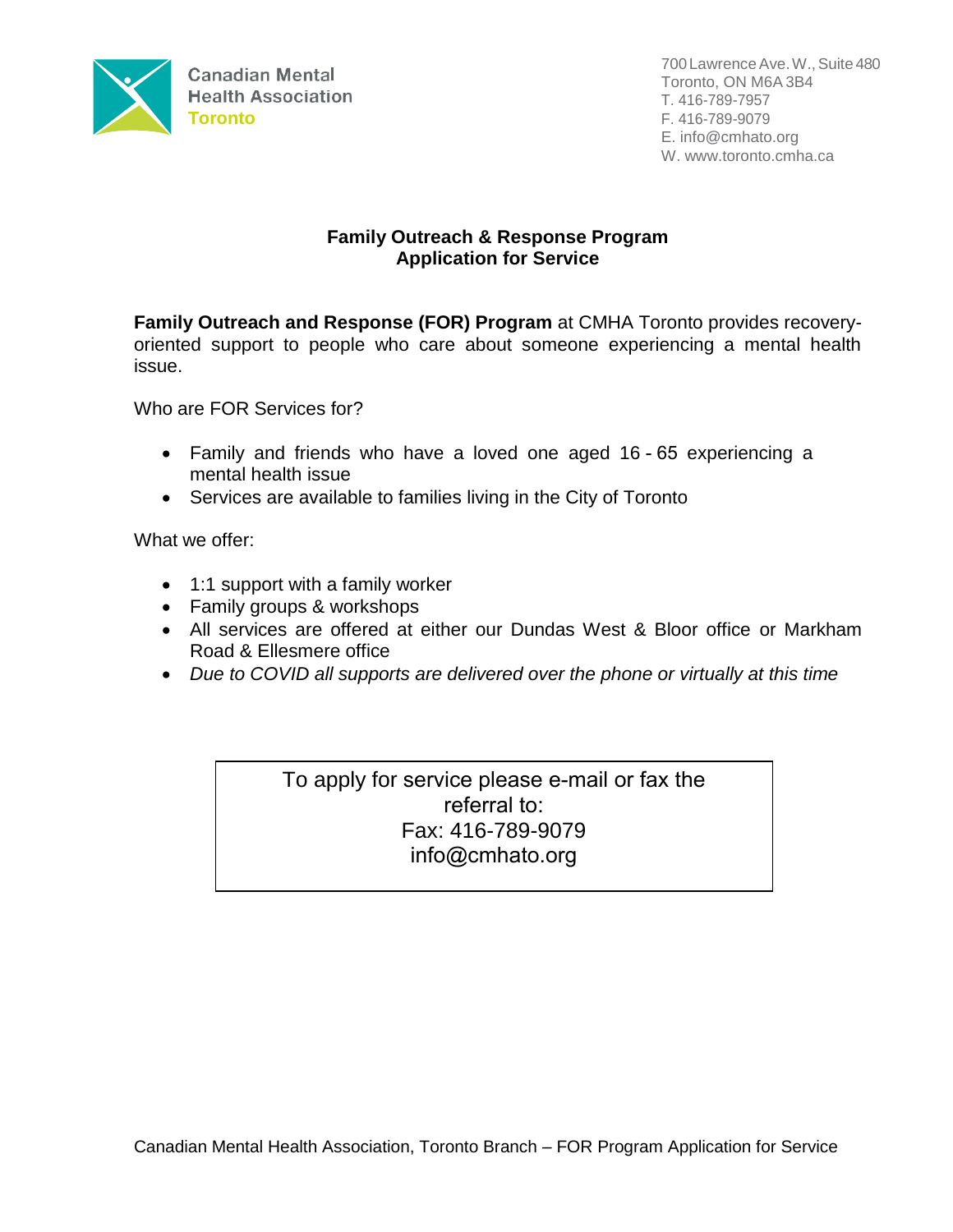Canadian Mental Health Association
Toronto

700 Lawrence Ave. W., Suite 480
Toronto, ON M6A 3B4
T. 416-789-7957
F. 416-789-9079
E. info@cmhato.org
W. www.toronto.cmha.ca

# Family Outreach & Response Program
## Application for Service

**Family Outreach and Response (FOR) Program** at CMHA Toronto provides recovery-oriented support to people who care about someone experiencing a mental health issue.

Who are FOR Services for?

- Family and friends who have a loved one aged 16 - 65 experiencing a mental health issue
- Services are available to families living in the City of Toronto

What we offer:

- 1:1 support with a family worker
- Family groups & workshops
- All services are offered at either our Dundas West & Bloor office or Markham Road & Ellesmere office
- *Due to COVID all supports are delivered over the phone or virtually at this time*

| To apply for service please e-mail or fax the referral to:<br>Fax: 416-789-9079<br>info@cmhato.org |
|---|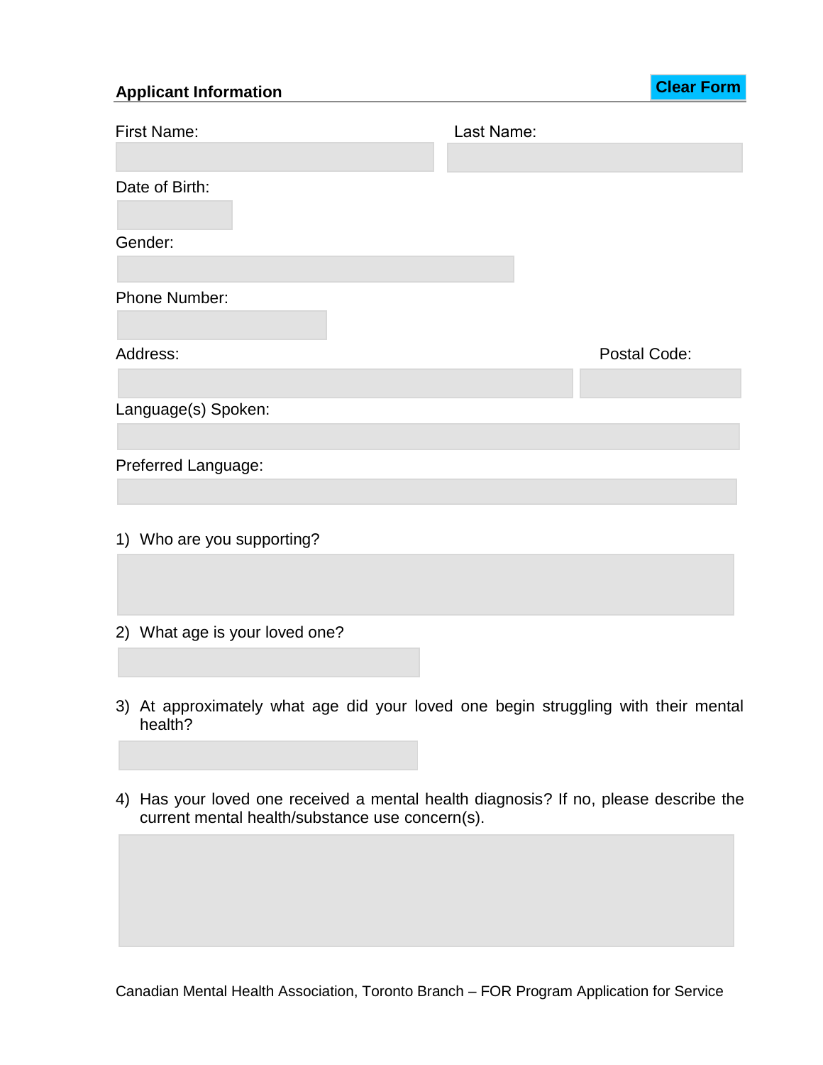## Applicant Information

Clear Form

First Name:

Last Name:

Date of Birth:

Gender:

Phone Number:

Address:

Postal Code:

Language(s) Spoken:

Preferred Language:

1) Who are you supporting?

2) What age is your loved one?

3) At approximately what age did your loved one begin struggling with their mental health?

4) Has your loved one received a mental health diagnosis? If no, please describe the current mental health/substance use concern(s).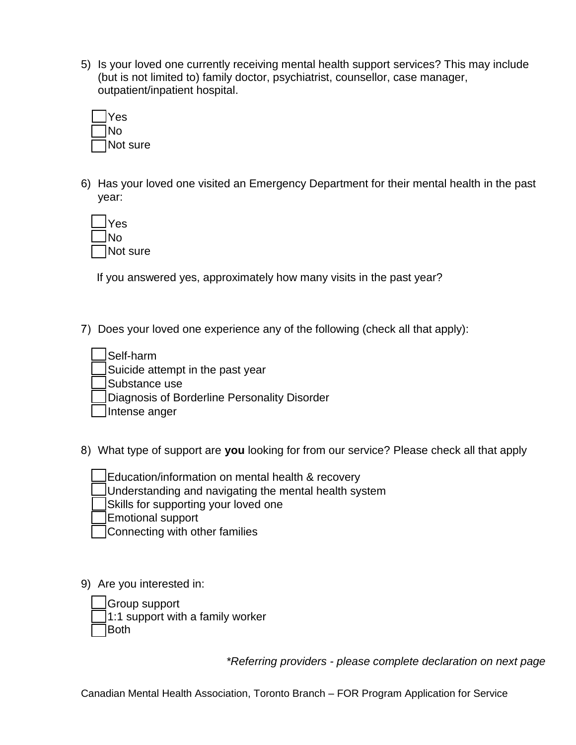5) Is your loved one currently receiving mental health support services? This may include (but is not limited to) family doctor, psychiatrist, counsellor, case manager, outpatient/inpatient hospital.

- [ ] Yes
- [ ] No
- [ ] Not sure

6) Has your loved one visited an Emergency Department for their mental health in the past year:

- [ ] Yes
- [ ] No
- [ ] Not sure

If you answered yes, approximately how many visits in the past year?

7) Does your loved one experience any of the following (check all that apply):

- [ ] Self-harm
- [ ] Suicide attempt in the past year
- [ ] Substance use
- [ ] Diagnosis of Borderline Personality Disorder
- [ ] Intense anger

8) What type of support are **you** looking for from our service? Please check all that apply

- [ ] Education/information on mental health & recovery
- [ ] Understanding and navigating the mental health system
- [ ] Skills for supporting your loved one
- [ ] Emotional support
- [ ] Connecting with other families

9) Are you interested in:

- [ ] Group support
- [ ] 1:1 support with a family worker
- [ ] Both

*\*Referring providers - please complete declaration on next page*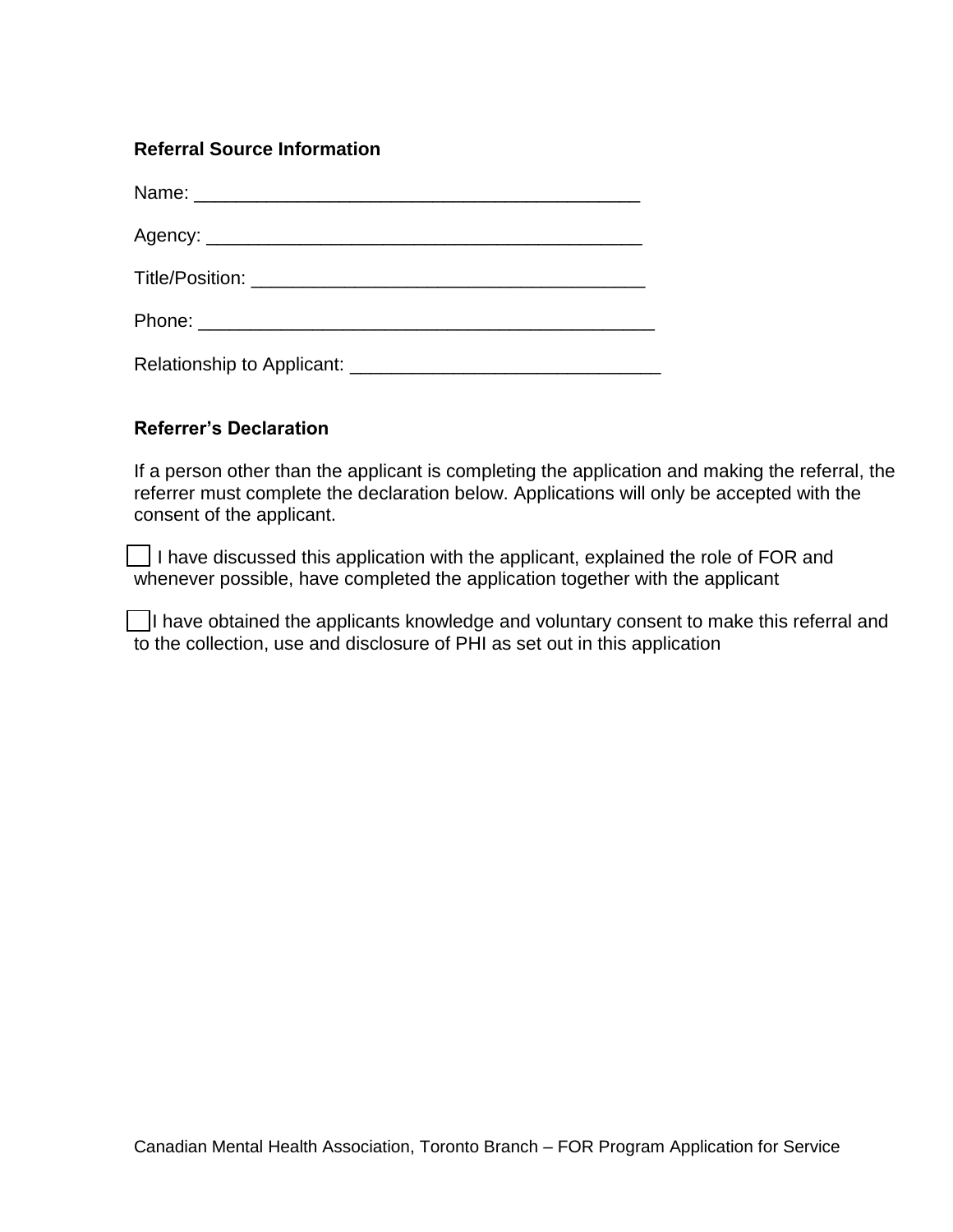**Referral Source Information**

Name: ___________________________________________

Agency: ___________________________________________

Title/Position: _______________________________________

Phone: _____________________________________________

Relationship to Applicant: ______________________________

**Referrer's Declaration**

If a person other than the applicant is completing the application and making the referral, the referrer must complete the declaration below. Applications will only be accepted with the consent of the applicant.

☐ I have discussed this application with the applicant, explained the role of FOR and whenever possible, have completed the application together with the applicant

☐ I have obtained the applicants knowledge and voluntary consent to make this referral and to the collection, use and disclosure of PHI as set out in this application